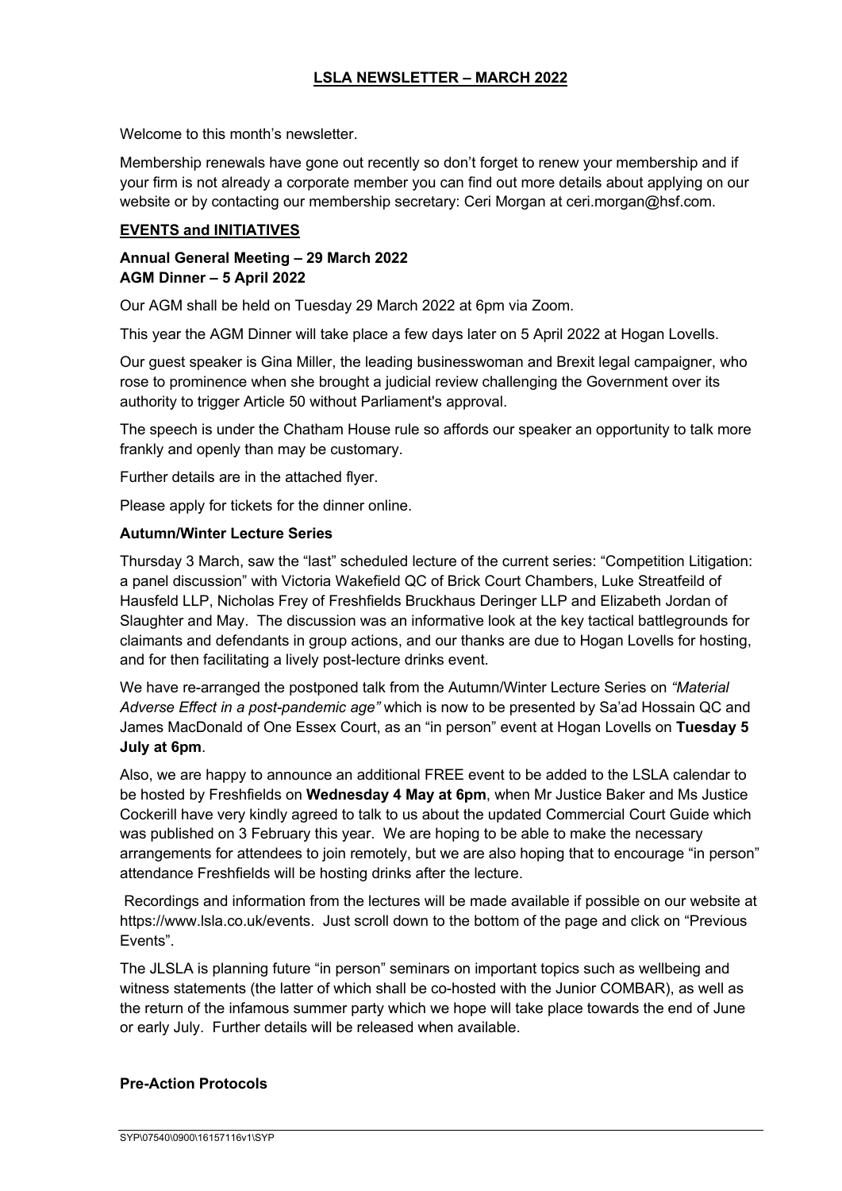# LSLA NEWSLETTER – MARCH 2022

Welcome to this month's newsletter.

Membership renewals have gone out recently so don't forget to renew your membership and if your firm is not already a corporate member you can find out more details about applying on our website or by contacting our membership secretary: Ceri Morgan at ceri.morgan@hsf.com.

## EVENTS and INITIATIVES

### Annual General Meeting – 29 March 2022
### AGM Dinner – 5 April 2022

Our AGM shall be held on Tuesday 29 March 2022 at 6pm via Zoom.

This year the AGM Dinner will take place a few days later on 5 April 2022 at Hogan Lovells.

Our guest speaker is Gina Miller, the leading businesswoman and Brexit legal campaigner, who rose to prominence when she brought a judicial review challenging the Government over its authority to trigger Article 50 without Parliament's approval.

The speech is under the Chatham House rule so affords our speaker an opportunity to talk more frankly and openly than may be customary.

Further details are in the attached flyer.

Please apply for tickets for the dinner online.

### Autumn/Winter Lecture Series

Thursday 3 March, saw the "last" scheduled lecture of the current series: "Competition Litigation: a panel discussion" with Victoria Wakefield QC of Brick Court Chambers, Luke Streatfeild of Hausfeld LLP, Nicholas Frey of Freshfields Bruckhaus Deringer LLP and Elizabeth Jordan of Slaughter and May. The discussion was an informative look at the key tactical battlegrounds for claimants and defendants in group actions, and our thanks are due to Hogan Lovells for hosting, and for then facilitating a lively post-lecture drinks event.

We have re-arranged the postponed talk from the Autumn/Winter Lecture Series on *"Material Adverse Effect in a post-pandemic age"* which is now to be presented by Sa'ad Hossain QC and James MacDonald of One Essex Court, as an "in person" event at Hogan Lovells on **Tuesday 5 July at 6pm**.

Also, we are happy to announce an additional FREE event to be added to the LSLA calendar to be hosted by Freshfields on **Wednesday 4 May at 6pm**, when Mr Justice Baker and Ms Justice Cockerill have very kindly agreed to talk to us about the updated Commercial Court Guide which was published on 3 February this year. We are hoping to be able to make the necessary arrangements for attendees to join remotely, but we are also hoping that to encourage "in person" attendance Freshfields will be hosting drinks after the lecture.

Recordings and information from the lectures will be made available if possible on our website at https://www.lsla.co.uk/events. Just scroll down to the bottom of the page and click on "Previous Events".

The JLSLA is planning future "in person" seminars on important topics such as wellbeing and witness statements (the latter of which shall be co-hosted with the Junior COMBAR), as well as the return of the infamous summer party which we hope will take place towards the end of June or early July. Further details will be released when available.

### Pre-Action Protocols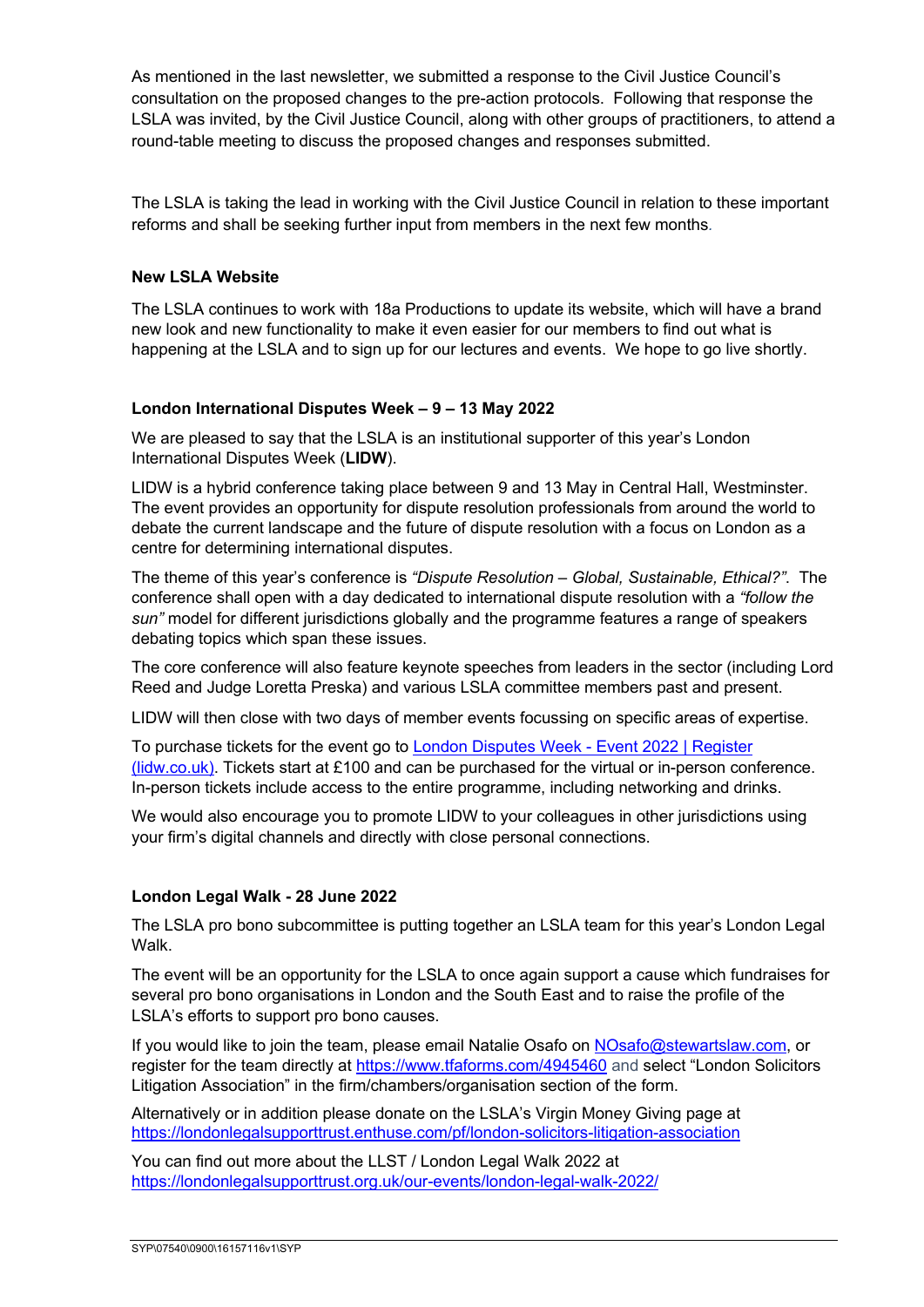As mentioned in the last newsletter, we submitted a response to the Civil Justice Council's consultation on the proposed changes to the pre-action protocols. Following that response the LSLA was invited, by the Civil Justice Council, along with other groups of practitioners, to attend a round-table meeting to discuss the proposed changes and responses submitted.

The LSLA is taking the lead in working with the Civil Justice Council in relation to these important reforms and shall be seeking further input from members in the next few months.

**New LSLA Website**

The LSLA continues to work with 18a Productions to update its website, which will have a brand new look and new functionality to make it even easier for our members to find out what is happening at the LSLA and to sign up for our lectures and events. We hope to go live shortly.

**London International Disputes Week – 9 – 13 May 2022**

We are pleased to say that the LSLA is an institutional supporter of this year's London International Disputes Week (**LIDW**).

LIDW is a hybrid conference taking place between 9 and 13 May in Central Hall, Westminster. The event provides an opportunity for dispute resolution professionals from around the world to debate the current landscape and the future of dispute resolution with a focus on London as a centre for determining international disputes.

The theme of this year's conference is *"Dispute Resolution – Global, Sustainable, Ethical?"*. The conference shall open with a day dedicated to international dispute resolution with a *"follow the sun"* model for different jurisdictions globally and the programme features a range of speakers debating topics which span these issues.

The core conference will also feature keynote speeches from leaders in the sector (including Lord Reed and Judge Loretta Preska) and various LSLA committee members past and present.

LIDW will then close with two days of member events focussing on specific areas of expertise.

To purchase tickets for the event go to [London Disputes Week - Event 2022 | Register (lidw.co.uk)](lidw.co.uk). Tickets start at £100 and can be purchased for the virtual or in-person conference. In-person tickets include access to the entire programme, including networking and drinks.

We would also encourage you to promote LIDW to your colleagues in other jurisdictions using your firm's digital channels and directly with close personal connections.

**London Legal Walk - 28 June 2022**

The LSLA pro bono subcommittee is putting together an LSLA team for this year's London Legal Walk.

The event will be an opportunity for the LSLA to once again support a cause which fundraises for several pro bono organisations in London and the South East and to raise the profile of the LSLA's efforts to support pro bono causes.

If you would like to join the team, please email Natalie Osafo on NOsafo@stewartslaw.com, or register for the team directly at https://www.tfaforms.com/4945460 and select "London Solicitors Litigation Association" in the firm/chambers/organisation section of the form.

Alternatively or in addition please donate on the LSLA's Virgin Money Giving page at https://londonlegalsupporttrust.enthuse.com/pf/london-solicitors-litigation-association

You can find out more about the LLST / London Legal Walk 2022 at https://londonlegalsupporttrust.org.uk/our-events/london-legal-walk-2022/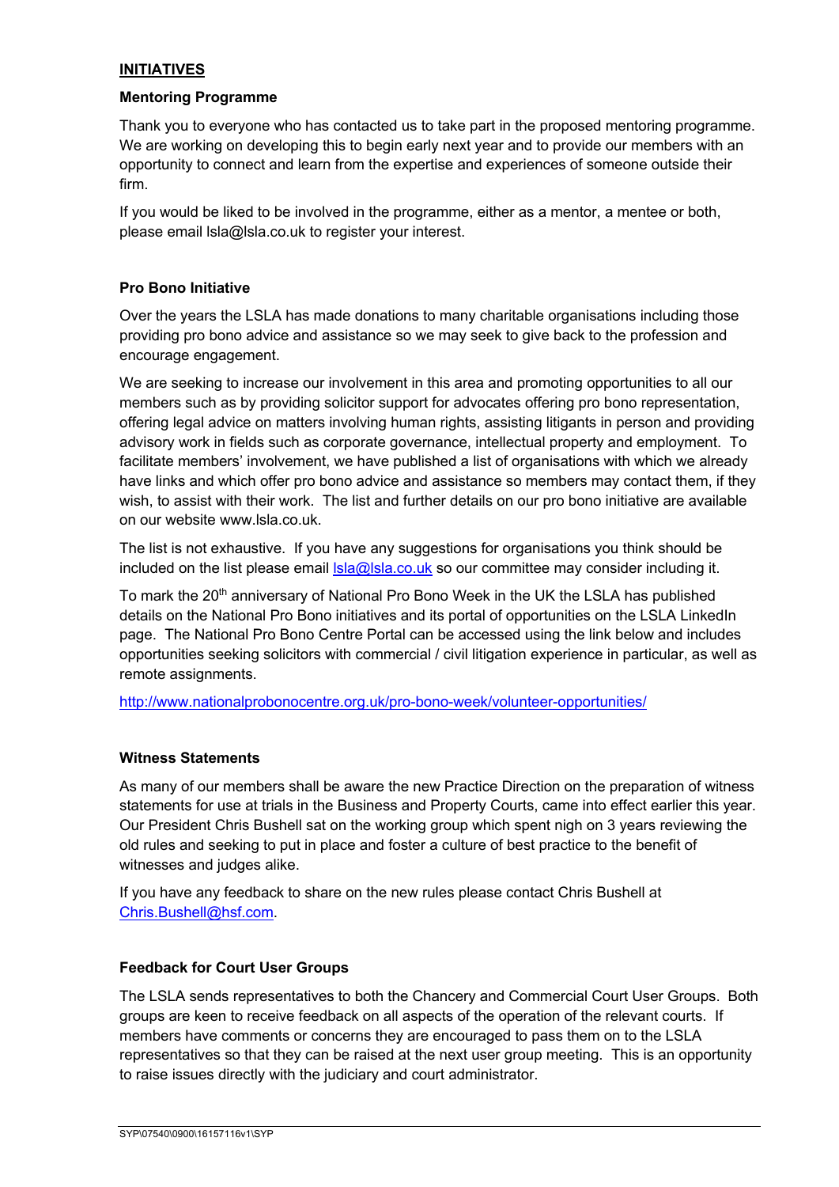## INITIATIVES

### Mentoring Programme

Thank you to everyone who has contacted us to take part in the proposed mentoring programme. We are working on developing this to begin early next year and to provide our members with an opportunity to connect and learn from the expertise and experiences of someone outside their firm.

If you would be liked to be involved in the programme, either as a mentor, a mentee or both, please email lsla@lsla.co.uk to register your interest.

### Pro Bono Initiative

Over the years the LSLA has made donations to many charitable organisations including those providing pro bono advice and assistance so we may seek to give back to the profession and encourage engagement.

We are seeking to increase our involvement in this area and promoting opportunities to all our members such as by providing solicitor support for advocates offering pro bono representation, offering legal advice on matters involving human rights, assisting litigants in person and providing advisory work in fields such as corporate governance, intellectual property and employment. To facilitate members' involvement, we have published a list of organisations with which we already have links and which offer pro bono advice and assistance so members may contact them, if they wish, to assist with their work. The list and further details on our pro bono initiative are available on our website www.lsla.co.uk.

The list is not exhaustive. If you have any suggestions for organisations you think should be included on the list please email lsla@lsla.co.uk so our committee may consider including it.

To mark the 20th anniversary of National Pro Bono Week in the UK the LSLA has published details on the National Pro Bono initiatives and its portal of opportunities on the LSLA LinkedIn page. The National Pro Bono Centre Portal can be accessed using the link below and includes opportunities seeking solicitors with commercial / civil litigation experience in particular, as well as remote assignments.

http://www.nationalprobonocentre.org.uk/pro-bono-week/volunteer-opportunities/

### Witness Statements

As many of our members shall be aware the new Practice Direction on the preparation of witness statements for use at trials in the Business and Property Courts, came into effect earlier this year. Our President Chris Bushell sat on the working group which spent nigh on 3 years reviewing the old rules and seeking to put in place and foster a culture of best practice to the benefit of witnesses and judges alike.

If you have any feedback to share on the new rules please contact Chris Bushell at Chris.Bushell@hsf.com.

### Feedback for Court User Groups

The LSLA sends representatives to both the Chancery and Commercial Court User Groups. Both groups are keen to receive feedback on all aspects of the operation of the relevant courts. If members have comments or concerns they are encouraged to pass them on to the LSLA representatives so that they can be raised at the next user group meeting. This is an opportunity to raise issues directly with the judiciary and court administrator.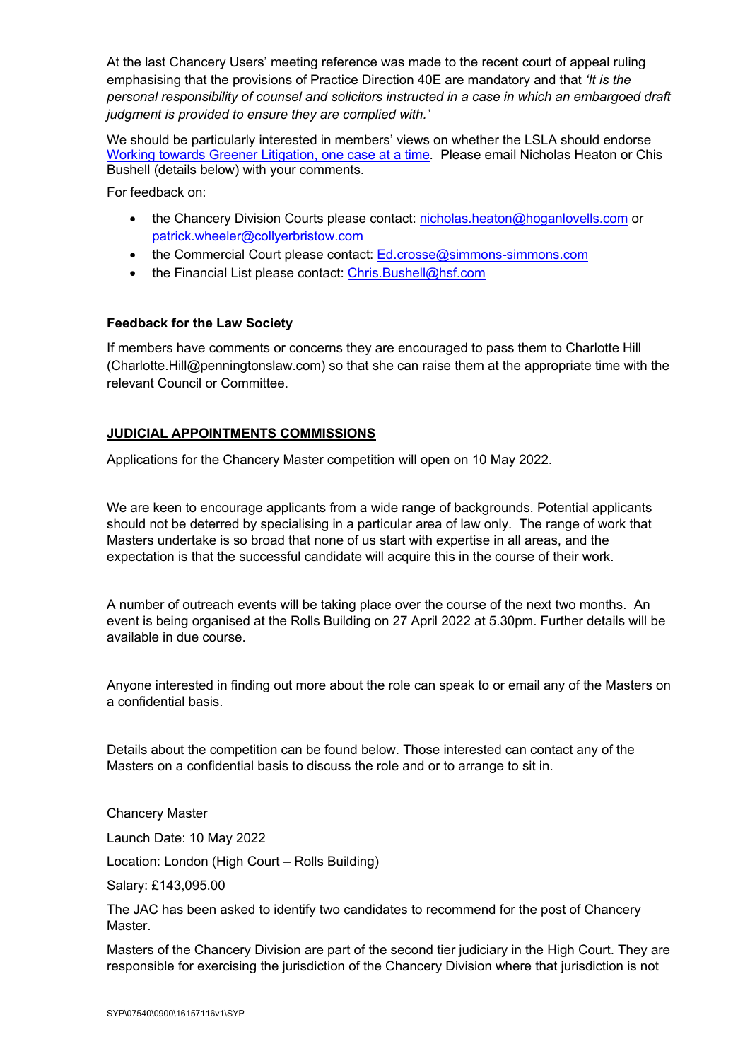At the last Chancery Users' meeting reference was made to the recent court of appeal ruling emphasising that the provisions of Practice Direction 40E are mandatory and that *'It is the personal responsibility of counsel and solicitors instructed in a case in which an embargoed draft judgment is provided to ensure they are complied with.'*

We should be particularly interested in members' views on whether the LSLA should endorse [Working towards Greener Litigation, one case at a time](). Please email Nicholas Heaton or Chis Bushell (details below) with your comments.

For feedback on:

- the Chancery Division Courts please contact: nicholas.heaton@hoganlovells.com or patrick.wheeler@collyerbristow.com
- the Commercial Court please contact: Ed.crosse@simmons-simmons.com
- the Financial List please contact: Chris.Bushell@hsf.com

**Feedback for the Law Society**

If members have comments or concerns they are encouraged to pass them to Charlotte Hill (Charlotte.Hill@penningtonslaw.com) so that she can raise them at the appropriate time with the relevant Council or Committee.

**JUDICIAL APPOINTMENTS COMMISSIONS**

Applications for the Chancery Master competition will open on 10 May 2022.

We are keen to encourage applicants from a wide range of backgrounds. Potential applicants should not be deterred by specialising in a particular area of law only. The range of work that Masters undertake is so broad that none of us start with expertise in all areas, and the expectation is that the successful candidate will acquire this in the course of their work.

A number of outreach events will be taking place over the course of the next two months. An event is being organised at the Rolls Building on 27 April 2022 at 5.30pm. Further details will be available in due course.

Anyone interested in finding out more about the role can speak to or email any of the Masters on a confidential basis.

Details about the competition can be found below. Those interested can contact any of the Masters on a confidential basis to discuss the role and or to arrange to sit in.

Chancery Master

Launch Date: 10 May 2022

Location: London (High Court – Rolls Building)

Salary: £143,095.00

The JAC has been asked to identify two candidates to recommend for the post of Chancery Master.

Masters of the Chancery Division are part of the second tier judiciary in the High Court. They are responsible for exercising the jurisdiction of the Chancery Division where that jurisdiction is not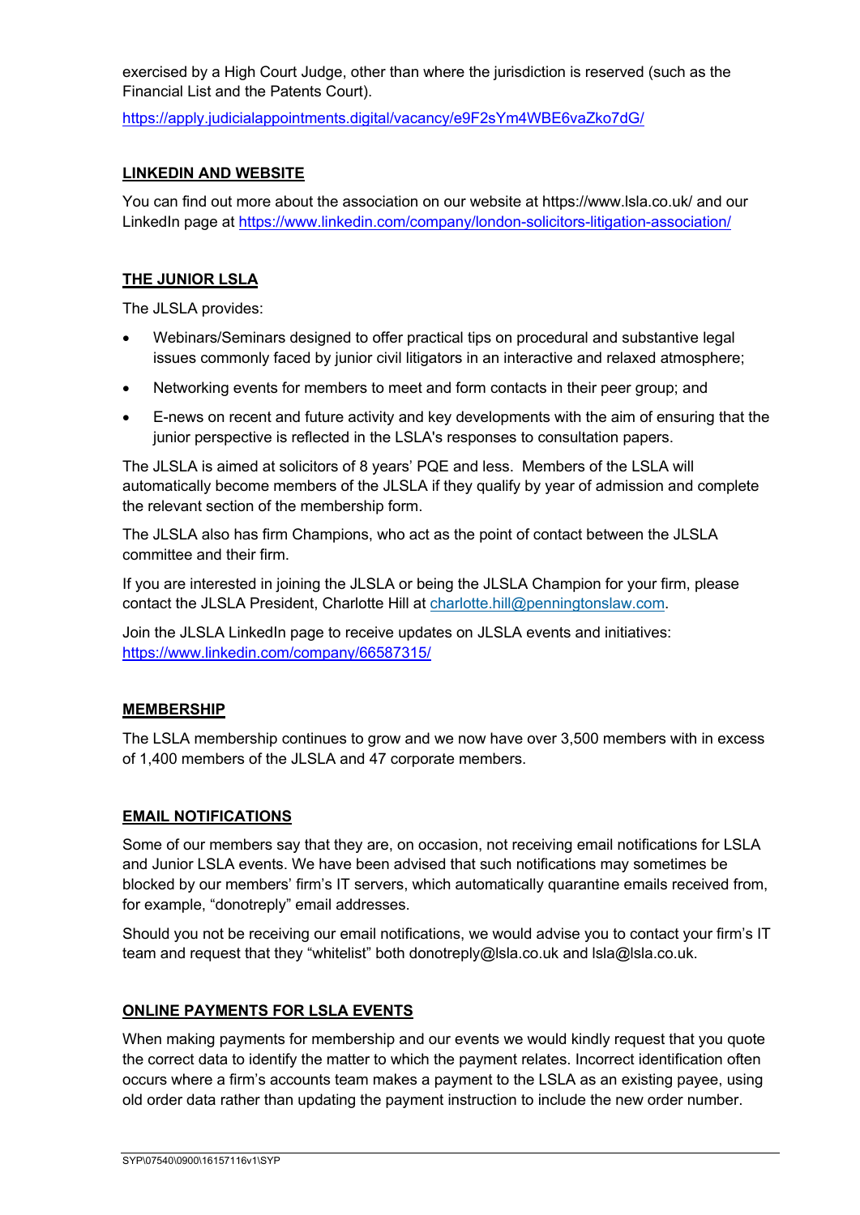exercised by a High Court Judge, other than where the jurisdiction is reserved (such as the Financial List and the Patents Court).

https://apply.judicialappointments.digital/vacancy/e9F2sYm4WBE6vaZko7dG/

## LINKEDIN AND WEBSITE

You can find out more about the association on our website at https://www.lsla.co.uk/ and our LinkedIn page at https://www.linkedin.com/company/london-solicitors-litigation-association/

## THE JUNIOR LSLA

The JLSLA provides:

- Webinars/Seminars designed to offer practical tips on procedural and substantive legal issues commonly faced by junior civil litigators in an interactive and relaxed atmosphere;
- Networking events for members to meet and form contacts in their peer group; and
- E-news on recent and future activity and key developments with the aim of ensuring that the junior perspective is reflected in the LSLA's responses to consultation papers.

The JLSLA is aimed at solicitors of 8 years' PQE and less. Members of the LSLA will automatically become members of the JLSLA if they qualify by year of admission and complete the relevant section of the membership form.

The JLSLA also has firm Champions, who act as the point of contact between the JLSLA committee and their firm.

If you are interested in joining the JLSLA or being the JLSLA Champion for your firm, please contact the JLSLA President, Charlotte Hill at charlotte.hill@penningtonslaw.com.

Join the JLSLA LinkedIn page to receive updates on JLSLA events and initiatives: https://www.linkedin.com/company/66587315/

## MEMBERSHIP

The LSLA membership continues to grow and we now have over 3,500 members with in excess of 1,400 members of the JLSLA and 47 corporate members.

## EMAIL NOTIFICATIONS

Some of our members say that they are, on occasion, not receiving email notifications for LSLA and Junior LSLA events. We have been advised that such notifications may sometimes be blocked by our members' firm's IT servers, which automatically quarantine emails received from, for example, "donotreply" email addresses.

Should you not be receiving our email notifications, we would advise you to contact your firm's IT team and request that they "whitelist" both donotreply@lsla.co.uk and lsla@lsla.co.uk.

## ONLINE PAYMENTS FOR LSLA EVENTS

When making payments for membership and our events we would kindly request that you quote the correct data to identify the matter to which the payment relates. Incorrect identification often occurs where a firm's accounts team makes a payment to the LSLA as an existing payee, using old order data rather than updating the payment instruction to include the new order number.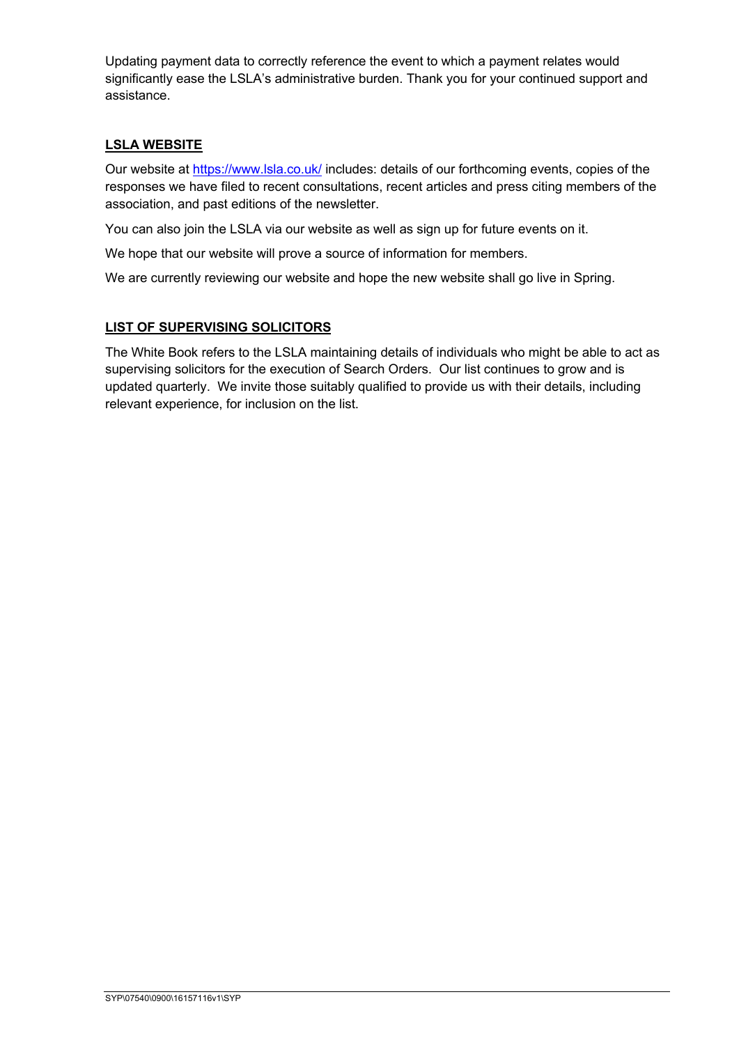Updating payment data to correctly reference the event to which a payment relates would significantly ease the LSLA's administrative burden. Thank you for your continued support and assistance.

## LSLA WEBSITE

Our website at https://www.lsla.co.uk/ includes: details of our forthcoming events, copies of the responses we have filed to recent consultations, recent articles and press citing members of the association, and past editions of the newsletter.

You can also join the LSLA via our website as well as sign up for future events on it.

We hope that our website will prove a source of information for members.

We are currently reviewing our website and hope the new website shall go live in Spring.

## LIST OF SUPERVISING SOLICITORS

The White Book refers to the LSLA maintaining details of individuals who might be able to act as supervising solicitors for the execution of Search Orders. Our list continues to grow and is updated quarterly. We invite those suitably qualified to provide us with their details, including relevant experience, for inclusion on the list.